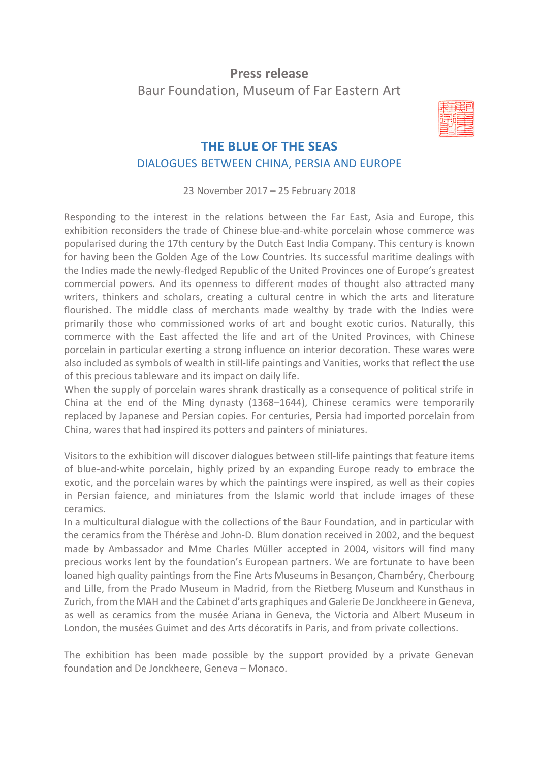**Press release**

Baur Foundation, Museum of Far Eastern Art

# THE BLUE OF THE SEAS

## DIALOGUES BETWEEN CHINA, PERSIA AND EUROPE

23 November 2017 – 25 February 2018

Responding to the interest in the relations between the Far East, Asia and Europe, this exhibition reconsiders the trade of Chinese blue-and-white porcelain whose commerce was popularised during the 17th century by the Dutch East India Company. This century is known for having been the Golden Age of the Low Countries. Its successful maritime dealings with the Indies made the newly-fledged Republic of the United Provinces one of Europe's greatest commercial powers. And its openness to different modes of thought also attracted many writers, thinkers and scholars, creating a cultural centre in which the arts and literature flourished. The middle class of merchants made wealthy by trade with the Indies were primarily those who commissioned works of art and bought exotic curios. Naturally, this commerce with the East affected the life and art of the United Provinces, with Chinese porcelain in particular exerting a strong influence on interior decoration. These wares were also included as symbols of wealth in still-life paintings and Vanities, works that reflect the use of this precious tableware and its impact on daily life.

When the supply of porcelain wares shrank drastically as a consequence of political strife in China at the end of the Ming dynasty (1368–1644), Chinese ceramics were temporarily replaced by Japanese and Persian copies. For centuries, Persia had imported porcelain from China, wares that had inspired its potters and painters of miniatures.

Visitors to the exhibition will discover dialogues between still-life paintings that feature items of blue-and-white porcelain, highly prized by an expanding Europe ready to embrace the exotic, and the porcelain wares by which the paintings were inspired, as well as their copies in Persian faience, and miniatures from the Islamic world that include images of these ceramics.

In a multicultural dialogue with the collections of the Baur Foundation, and in particular with the ceramics from the Thérèse and John-D. Blum donation received in 2002, and the bequest made by Ambassador and Mme Charles Müller accepted in 2004, visitors will find many precious works lent by the foundation's European partners. We are fortunate to have been loaned high quality paintings from the Fine Arts Museums in Besançon, Chambéry, Cherbourg and Lille, from the Prado Museum in Madrid, from the Rietberg Museum and Kunsthaus in Zurich, from the MAH and the Cabinet d'arts graphiques and Galerie De Jonckheere in Geneva, as well as ceramics from the musée Ariana in Geneva, the Victoria and Albert Museum in London, the musées Guimet and des Arts décoratifs in Paris, and from private collections.

The exhibition has been made possible by the support provided by a private Genevan foundation and De Jonckheere, Geneva – Monaco.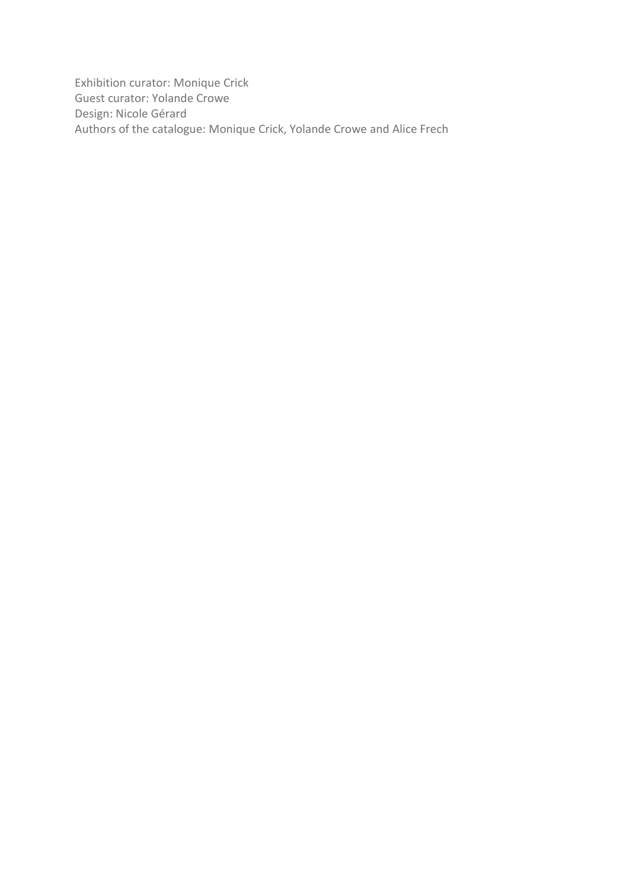Exhibition curator: Monique Crick
Guest curator: Yolande Crowe
Design: Nicole Gérard
Authors of the catalogue: Monique Crick, Yolande Crowe and Alice Frech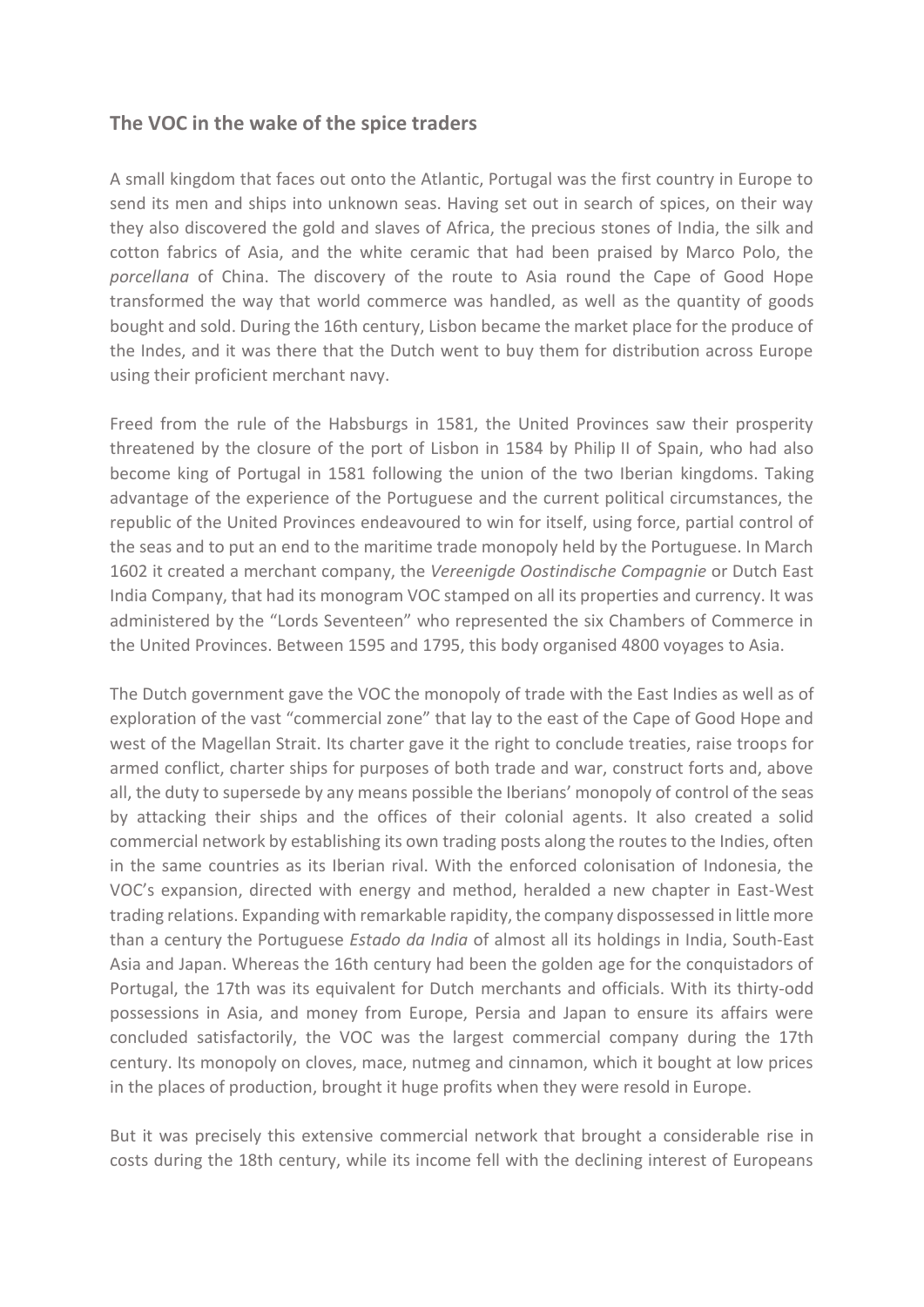## The VOC in the wake of the spice traders

A small kingdom that faces out onto the Atlantic, Portugal was the first country in Europe to send its men and ships into unknown seas. Having set out in search of spices, on their way they also discovered the gold and slaves of Africa, the precious stones of India, the silk and cotton fabrics of Asia, and the white ceramic that had been praised by Marco Polo, the *porcellana* of China. The discovery of the route to Asia round the Cape of Good Hope transformed the way that world commerce was handled, as well as the quantity of goods bought and sold. During the 16th century, Lisbon became the market place for the produce of the Indes, and it was there that the Dutch went to buy them for distribution across Europe using their proficient merchant navy.

Freed from the rule of the Habsburgs in 1581, the United Provinces saw their prosperity threatened by the closure of the port of Lisbon in 1584 by Philip II of Spain, who had also become king of Portugal in 1581 following the union of the two Iberian kingdoms. Taking advantage of the experience of the Portuguese and the current political circumstances, the republic of the United Provinces endeavoured to win for itself, using force, partial control of the seas and to put an end to the maritime trade monopoly held by the Portuguese. In March 1602 it created a merchant company, the *Vereenigde Oostindische Compagnie* or Dutch East India Company, that had its monogram VOC stamped on all its properties and currency. It was administered by the "Lords Seventeen" who represented the six Chambers of Commerce in the United Provinces. Between 1595 and 1795, this body organised 4800 voyages to Asia.

The Dutch government gave the VOC the monopoly of trade with the East Indies as well as of exploration of the vast "commercial zone" that lay to the east of the Cape of Good Hope and west of the Magellan Strait. Its charter gave it the right to conclude treaties, raise troops for armed conflict, charter ships for purposes of both trade and war, construct forts and, above all, the duty to supersede by any means possible the Iberians' monopoly of control of the seas by attacking their ships and the offices of their colonial agents. It also created a solid commercial network by establishing its own trading posts along the routes to the Indies, often in the same countries as its Iberian rival. With the enforced colonisation of Indonesia, the VOC's expansion, directed with energy and method, heralded a new chapter in East-West trading relations. Expanding with remarkable rapidity, the company dispossessed in little more than a century the Portuguese *Estado da India* of almost all its holdings in India, South-East Asia and Japan. Whereas the 16th century had been the golden age for the conquistadors of Portugal, the 17th was its equivalent for Dutch merchants and officials. With its thirty-odd possessions in Asia, and money from Europe, Persia and Japan to ensure its affairs were concluded satisfactorily, the VOC was the largest commercial company during the 17th century. Its monopoly on cloves, mace, nutmeg and cinnamon, which it bought at low prices in the places of production, brought it huge profits when they were resold in Europe.

But it was precisely this extensive commercial network that brought a considerable rise in costs during the 18th century, while its income fell with the declining interest of Europeans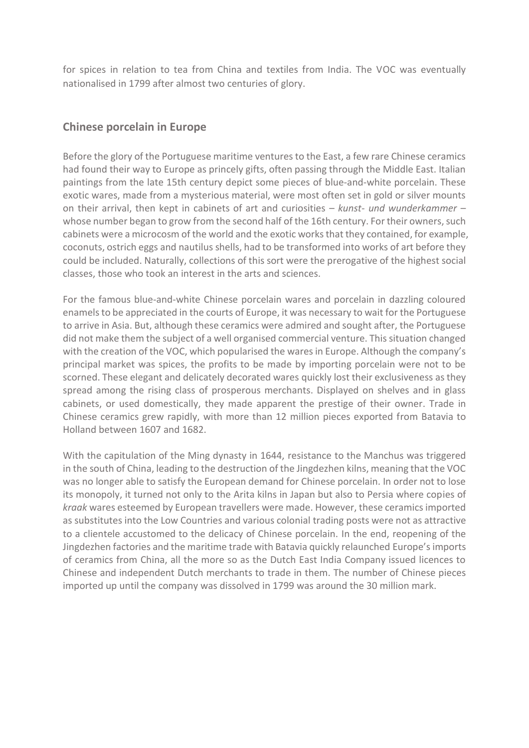for spices in relation to tea from China and textiles from India. The VOC was eventually nationalised in 1799 after almost two centuries of glory.

## Chinese porcelain in Europe

Before the glory of the Portuguese maritime ventures to the East, a few rare Chinese ceramics had found their way to Europe as princely gifts, often passing through the Middle East. Italian paintings from the late 15th century depict some pieces of blue-and-white porcelain. These exotic wares, made from a mysterious material, were most often set in gold or silver mounts on their arrival, then kept in cabinets of art and curiosities – *kunst- und wunderkammer* – whose number began to grow from the second half of the 16th century. For their owners, such cabinets were a microcosm of the world and the exotic works that they contained, for example, coconuts, ostrich eggs and nautilus shells, had to be transformed into works of art before they could be included. Naturally, collections of this sort were the prerogative of the highest social classes, those who took an interest in the arts and sciences.

For the famous blue-and-white Chinese porcelain wares and porcelain in dazzling coloured enamels to be appreciated in the courts of Europe, it was necessary to wait for the Portuguese to arrive in Asia. But, although these ceramics were admired and sought after, the Portuguese did not make them the subject of a well organised commercial venture. This situation changed with the creation of the VOC, which popularised the wares in Europe. Although the company's principal market was spices, the profits to be made by importing porcelain were not to be scorned. These elegant and delicately decorated wares quickly lost their exclusiveness as they spread among the rising class of prosperous merchants. Displayed on shelves and in glass cabinets, or used domestically, they made apparent the prestige of their owner. Trade in Chinese ceramics grew rapidly, with more than 12 million pieces exported from Batavia to Holland between 1607 and 1682.

With the capitulation of the Ming dynasty in 1644, resistance to the Manchus was triggered in the south of China, leading to the destruction of the Jingdezhen kilns, meaning that the VOC was no longer able to satisfy the European demand for Chinese porcelain. In order not to lose its monopoly, it turned not only to the Arita kilns in Japan but also to Persia where copies of *kraak* wares esteemed by European travellers were made. However, these ceramics imported as substitutes into the Low Countries and various colonial trading posts were not as attractive to a clientele accustomed to the delicacy of Chinese porcelain. In the end, reopening of the Jingdezhen factories and the maritime trade with Batavia quickly relaunched Europe's imports of ceramics from China, all the more so as the Dutch East India Company issued licences to Chinese and independent Dutch merchants to trade in them. The number of Chinese pieces imported up until the company was dissolved in 1799 was around the 30 million mark.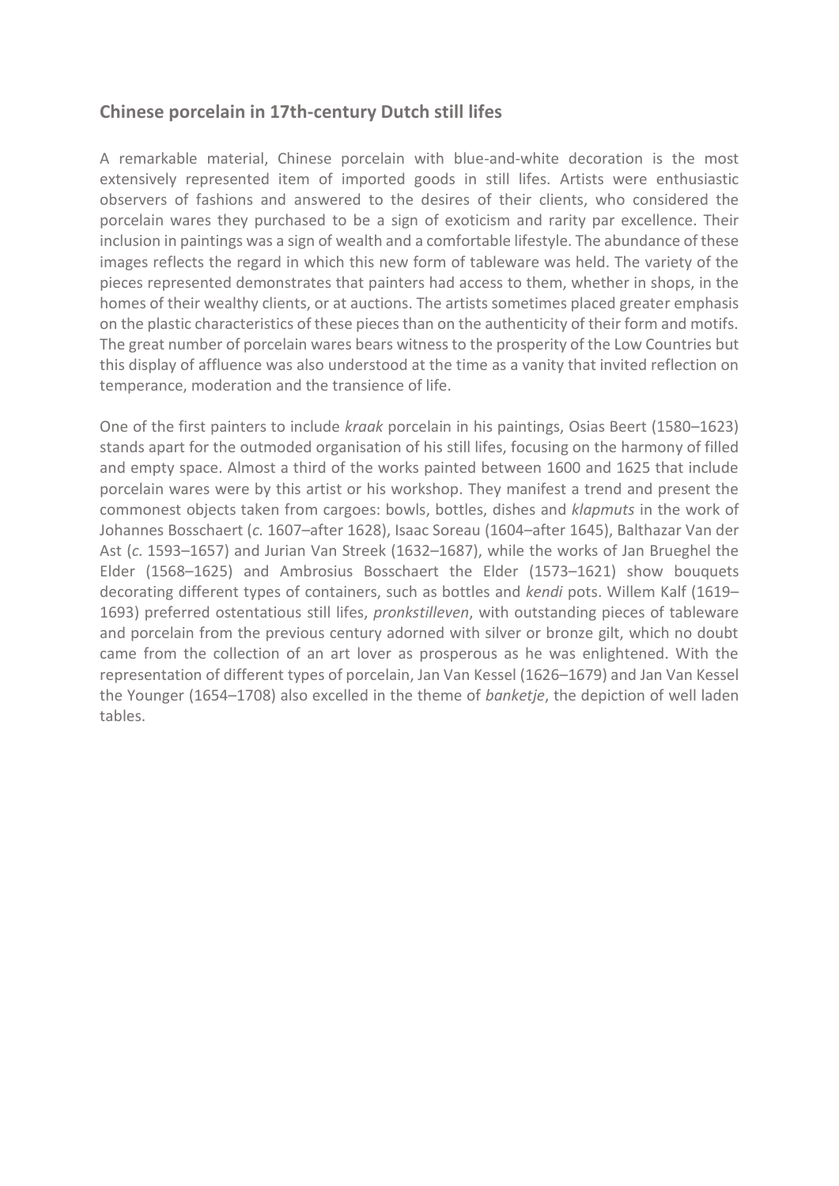## Chinese porcelain in 17th-century Dutch still lifes

A remarkable material, Chinese porcelain with blue-and-white decoration is the most extensively represented item of imported goods in still lifes. Artists were enthusiastic observers of fashions and answered to the desires of their clients, who considered the porcelain wares they purchased to be a sign of exoticism and rarity par excellence. Their inclusion in paintings was a sign of wealth and a comfortable lifestyle. The abundance of these images reflects the regard in which this new form of tableware was held. The variety of the pieces represented demonstrates that painters had access to them, whether in shops, in the homes of their wealthy clients, or at auctions. The artists sometimes placed greater emphasis on the plastic characteristics of these pieces than on the authenticity of their form and motifs. The great number of porcelain wares bears witness to the prosperity of the Low Countries but this display of affluence was also understood at the time as a vanity that invited reflection on temperance, moderation and the transience of life.

One of the first painters to include *kraak* porcelain in his paintings, Osias Beert (1580–1623) stands apart for the outmoded organisation of his still lifes, focusing on the harmony of filled and empty space. Almost a third of the works painted between 1600 and 1625 that include porcelain wares were by this artist or his workshop. They manifest a trend and present the commonest objects taken from cargoes: bowls, bottles, dishes and *klapmuts* in the work of Johannes Bosschaert (*c.* 1607–after 1628), Isaac Soreau (1604–after 1645), Balthazar Van der Ast (*c.* 1593–1657) and Jurian Van Streek (1632–1687), while the works of Jan Brueghel the Elder (1568–1625) and Ambrosius Bosschaert the Elder (1573–1621) show bouquets decorating different types of containers, such as bottles and *kendi* pots. Willem Kalf (1619–1693) preferred ostentatious still lifes, *pronkstilleven*, with outstanding pieces of tableware and porcelain from the previous century adorned with silver or bronze gilt, which no doubt came from the collection of an art lover as prosperous as he was enlightened. With the representation of different types of porcelain, Jan Van Kessel (1626–1679) and Jan Van Kessel the Younger (1654–1708) also excelled in the theme of *banketje*, the depiction of well laden tables.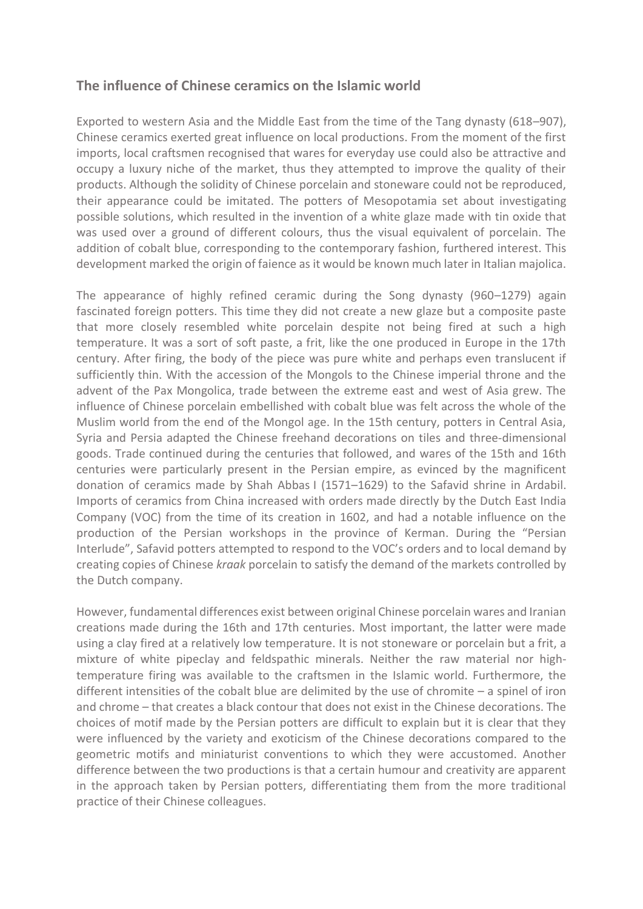## The influence of Chinese ceramics on the Islamic world

Exported to western Asia and the Middle East from the time of the Tang dynasty (618–907), Chinese ceramics exerted great influence on local productions. From the moment of the first imports, local craftsmen recognised that wares for everyday use could also be attractive and occupy a luxury niche of the market, thus they attempted to improve the quality of their products. Although the solidity of Chinese porcelain and stoneware could not be reproduced, their appearance could be imitated. The potters of Mesopotamia set about investigating possible solutions, which resulted in the invention of a white glaze made with tin oxide that was used over a ground of different colours, thus the visual equivalent of porcelain. The addition of cobalt blue, corresponding to the contemporary fashion, furthered interest. This development marked the origin of faience as it would be known much later in Italian majolica.

The appearance of highly refined ceramic during the Song dynasty (960–1279) again fascinated foreign potters. This time they did not create a new glaze but a composite paste that more closely resembled white porcelain despite not being fired at such a high temperature. It was a sort of soft paste, a frit, like the one produced in Europe in the 17th century. After firing, the body of the piece was pure white and perhaps even translucent if sufficiently thin. With the accession of the Mongols to the Chinese imperial throne and the advent of the Pax Mongolica, trade between the extreme east and west of Asia grew. The influence of Chinese porcelain embellished with cobalt blue was felt across the whole of the Muslim world from the end of the Mongol age. In the 15th century, potters in Central Asia, Syria and Persia adapted the Chinese freehand decorations on tiles and three-dimensional goods. Trade continued during the centuries that followed, and wares of the 15th and 16th centuries were particularly present in the Persian empire, as evinced by the magnificent donation of ceramics made by Shah Abbas I (1571–1629) to the Safavid shrine in Ardabil. Imports of ceramics from China increased with orders made directly by the Dutch East India Company (VOC) from the time of its creation in 1602, and had a notable influence on the production of the Persian workshops in the province of Kerman. During the "Persian Interlude", Safavid potters attempted to respond to the VOC's orders and to local demand by creating copies of Chinese *kraak* porcelain to satisfy the demand of the markets controlled by the Dutch company.

However, fundamental differences exist between original Chinese porcelain wares and Iranian creations made during the 16th and 17th centuries. Most important, the latter were made using a clay fired at a relatively low temperature. It is not stoneware or porcelain but a frit, a mixture of white pipeclay and feldspathic minerals. Neither the raw material nor high-temperature firing was available to the craftsmen in the Islamic world. Furthermore, the different intensities of the cobalt blue are delimited by the use of chromite – a spinel of iron and chrome – that creates a black contour that does not exist in the Chinese decorations. The choices of motif made by the Persian potters are difficult to explain but it is clear that they were influenced by the variety and exoticism of the Chinese decorations compared to the geometric motifs and miniaturist conventions to which they were accustomed. Another difference between the two productions is that a certain humour and creativity are apparent in the approach taken by Persian potters, differentiating them from the more traditional practice of their Chinese colleagues.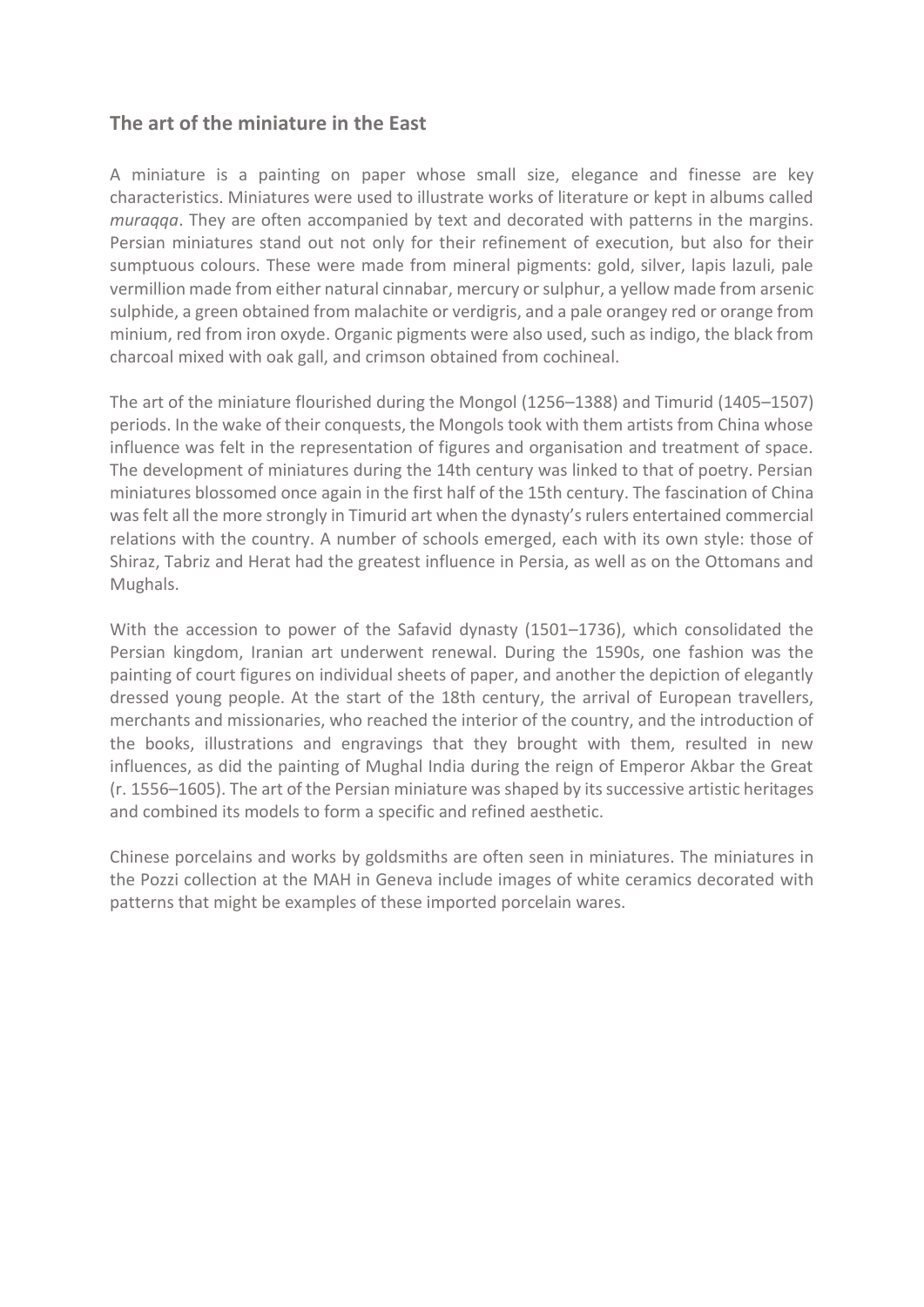## The art of the miniature in the East

A miniature is a painting on paper whose small size, elegance and finesse are key characteristics. Miniatures were used to illustrate works of literature or kept in albums called *muraqqa*. They are often accompanied by text and decorated with patterns in the margins. Persian miniatures stand out not only for their refinement of execution, but also for their sumptuous colours. These were made from mineral pigments: gold, silver, lapis lazuli, pale vermillion made from either natural cinnabar, mercury or sulphur, a yellow made from arsenic sulphide, a green obtained from malachite or verdigris, and a pale orangey red or orange from minium, red from iron oxyde. Organic pigments were also used, such as indigo, the black from charcoal mixed with oak gall, and crimson obtained from cochineal.

The art of the miniature flourished during the Mongol (1256–1388) and Timurid (1405–1507) periods. In the wake of their conquests, the Mongols took with them artists from China whose influence was felt in the representation of figures and organisation and treatment of space. The development of miniatures during the 14th century was linked to that of poetry. Persian miniatures blossomed once again in the first half of the 15th century. The fascination of China was felt all the more strongly in Timurid art when the dynasty's rulers entertained commercial relations with the country. A number of schools emerged, each with its own style: those of Shiraz, Tabriz and Herat had the greatest influence in Persia, as well as on the Ottomans and Mughals.

With the accession to power of the Safavid dynasty (1501–1736), which consolidated the Persian kingdom, Iranian art underwent renewal. During the 1590s, one fashion was the painting of court figures on individual sheets of paper, and another the depiction of elegantly dressed young people. At the start of the 18th century, the arrival of European travellers, merchants and missionaries, who reached the interior of the country, and the introduction of the books, illustrations and engravings that they brought with them, resulted in new influences, as did the painting of Mughal India during the reign of Emperor Akbar the Great (r. 1556–1605). The art of the Persian miniature was shaped by its successive artistic heritages and combined its models to form a specific and refined aesthetic.

Chinese porcelains and works by goldsmiths are often seen in miniatures. The miniatures in the Pozzi collection at the MAH in Geneva include images of white ceramics decorated with patterns that might be examples of these imported porcelain wares.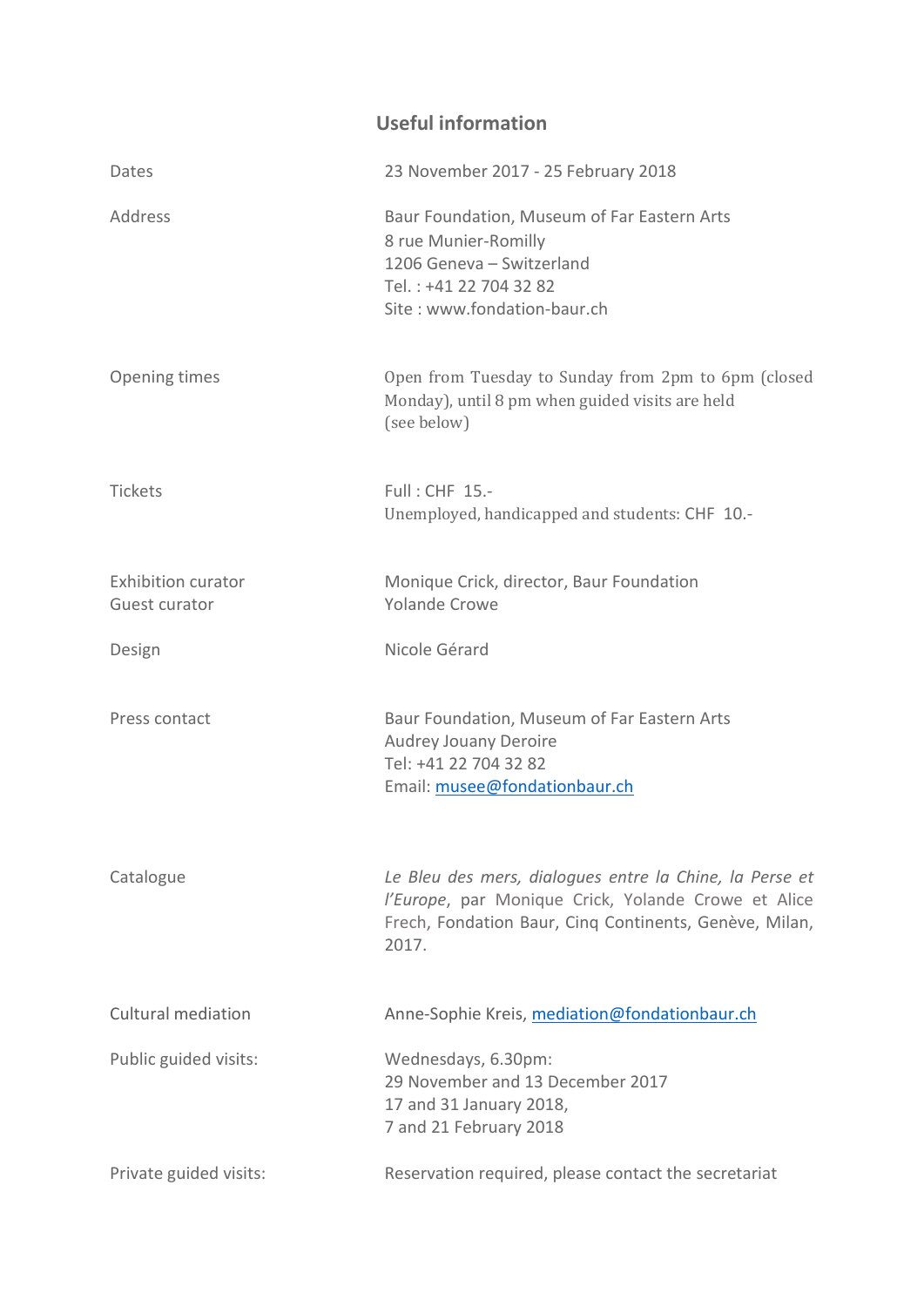## Useful information

| | |
|---|---|
| Dates | 23 November 2017 - 25 February 2018 |
| Address | Baur Foundation, Museum of Far Eastern Arts<br>8 rue Munier-Romilly<br>1206 Geneva – Switzerland<br>Tel. : +41 22 704 32 82<br>Site : www.fondation-baur.ch |
| Opening times | Open from Tuesday to Sunday from 2pm to 6pm (closed Monday), until 8 pm when guided visits are held (see below) |
| Tickets | Full : CHF 15.-<br>Unemployed, handicapped and students: CHF 10.- |
| Exhibition curator<br>Guest curator | Monique Crick, director, Baur Foundation<br>Yolande Crowe |
| Design | Nicole Gérard |
| Press contact | Baur Foundation, Museum of Far Eastern Arts<br>Audrey Jouany Deroire<br>Tel: +41 22 704 32 82<br>Email: musee@fondationbaur.ch |
| Catalogue | *Le Bleu des mers, dialogues entre la Chine, la Perse et l'Europe*, par Monique Crick, Yolande Crowe et Alice Frech, Fondation Baur, Cinq Continents, Genève, Milan, 2017. |
| Cultural mediation | Anne-Sophie Kreis, mediation@fondationbaur.ch |
| Public guided visits: | Wednesdays, 6.30pm:<br>29 November and 13 December 2017<br>17 and 31 January 2018,<br>7 and 21 February 2018 |
| Private guided visits: | Reservation required, please contact the secretariat |